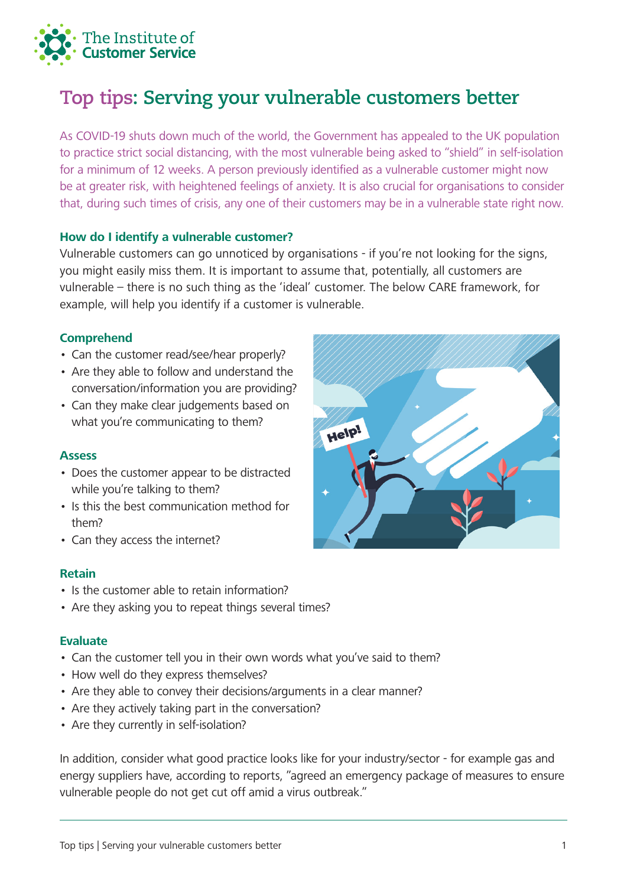# Top tips: Serving your vulnerable customers better

As COVID-19 shuts down much of the world, the Government has appealed to the UK population to practice strict social distancing, with the most vulnerable being asked to "shield" in self-isolation for a minimum of 12 weeks. A person previously identified as a vulnerable customer might now be at greater risk, with heightened feelings of anxiety. It is also crucial for organisations to consider that, during such times of crisis, any one of their customers may be in a vulnerable state right now.

### How do I identify a vulnerable customer?

Vulnerable customers can go unnoticed by organisations - if you're not looking for the signs, you might easily miss them. It is important to assume that, potentially, all customers are vulnerable – there is no such thing as the 'ideal' customer. The below CARE framework, for example, will help you identify if a customer is vulnerable.

#### Comprehend

- Can the customer read/see/hear properly?
- Are they able to follow and understand the conversation/information you are providing?
- Can they make clear judgements based on what you're communicating to them?

#### Assess

- Does the customer appear to be distracted while you're talking to them?
- Is this the best communication method for them?
- Can they access the internet?

#### Retain

- Is the customer able to retain information?
- Are they asking you to repeat things several times?

#### Evaluate

- Can the customer tell you in their own words what you've said to them?
- How well do they express themselves?
- Are they able to convey their decisions/arguments in a clear manner?
- Are they actively taking part in the conversation?
- Are they currently in self-isolation?

In addition, consider what good practice looks like for your industry/sector - for example gas and energy suppliers have, according to reports, "agreed an emergency package of measures to ensure vulnerable people do not get cut off amid a virus outbreak."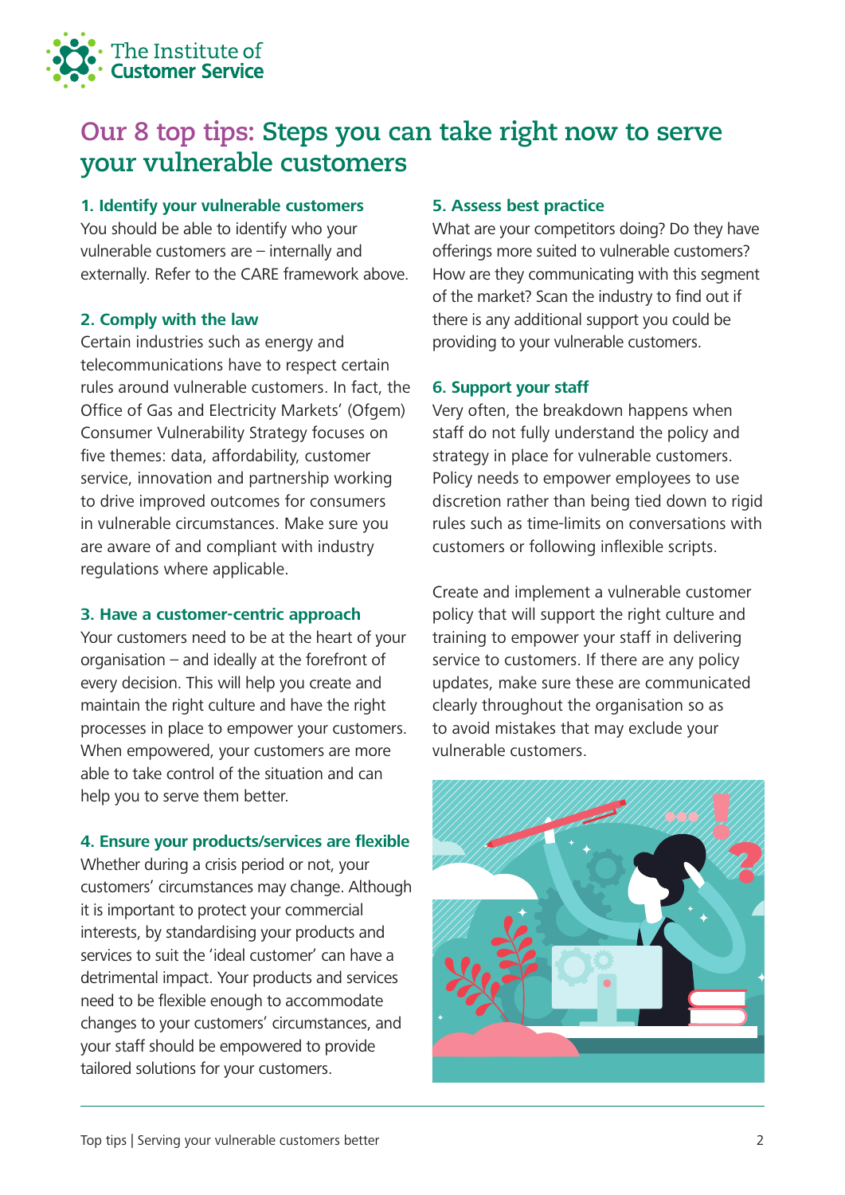# Our 8 top tips: Steps you can take right now to serve your vulnerable customers

### 1. Identify your vulnerable customers

You should be able to identify who your vulnerable customers are – internally and externally. Refer to the CARE framework above.

### 2. Comply with the law

Certain industries such as energy and telecommunications have to respect certain rules around vulnerable customers. In fact, the Office of Gas and Electricity Markets' (Ofgem) Consumer Vulnerability Strategy focuses on five themes: data, affordability, customer service, innovation and partnership working to drive improved outcomes for consumers in vulnerable circumstances. Make sure you are aware of and compliant with industry regulations where applicable.

### 3. Have a customer-centric approach

Your customers need to be at the heart of your organisation – and ideally at the forefront of every decision. This will help you create and maintain the right culture and have the right processes in place to empower your customers. When empowered, your customers are more able to take control of the situation and can help you to serve them better.

### 4. Ensure your products/services are flexible

Whether during a crisis period or not, your customers' circumstances may change. Although it is important to protect your commercial interests, by standardising your products and services to suit the 'ideal customer' can have a detrimental impact. Your products and services need to be flexible enough to accommodate changes to your customers' circumstances, and your staff should be empowered to provide tailored solutions for your customers.

### 5. Assess best practice

What are your competitors doing? Do they have offerings more suited to vulnerable customers? How are they communicating with this segment of the market? Scan the industry to find out if there is any additional support you could be providing to your vulnerable customers.

### 6. Support your staff

Very often, the breakdown happens when staff do not fully understand the policy and strategy in place for vulnerable customers. Policy needs to empower employees to use discretion rather than being tied down to rigid rules such as time-limits on conversations with customers or following inflexible scripts.

Create and implement a vulnerable customer policy that will support the right culture and training to empower your staff in delivering service to customers. If there are any policy updates, make sure these are communicated clearly throughout the organisation so as to avoid mistakes that may exclude your vulnerable customers.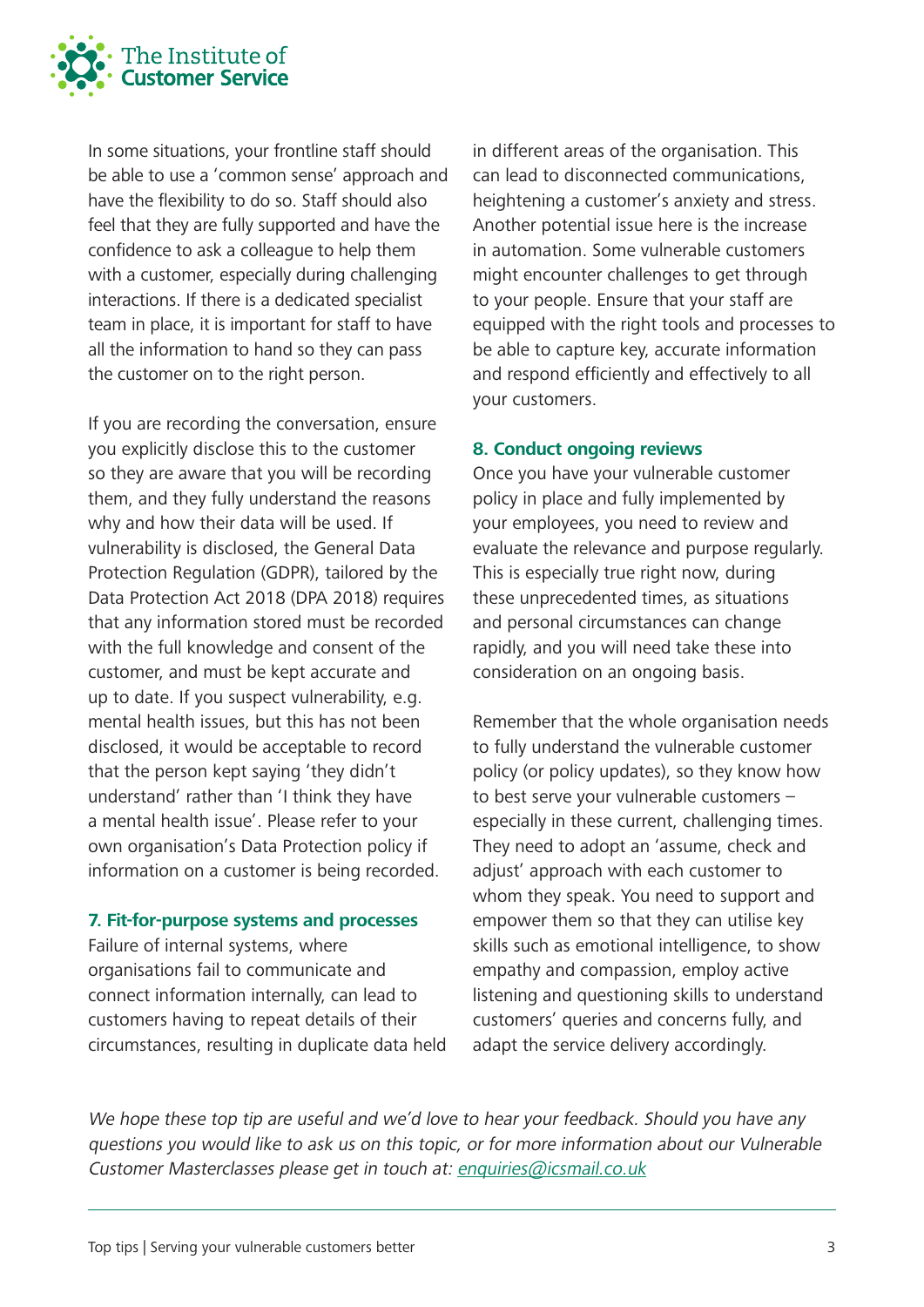In some situations, your frontline staff should be able to use a 'common sense' approach and have the flexibility to do so. Staff should also feel that they are fully supported and have the confidence to ask a colleague to help them with a customer, especially during challenging interactions. If there is a dedicated specialist team in place, it is important for staff to have all the information to hand so they can pass the customer on to the right person.

If you are recording the conversation, ensure you explicitly disclose this to the customer so they are aware that you will be recording them, and they fully understand the reasons why and how their data will be used. If vulnerability is disclosed, the General Data Protection Regulation (GDPR), tailored by the Data Protection Act 2018 (DPA 2018) requires that any information stored must be recorded with the full knowledge and consent of the customer, and must be kept accurate and up to date. If you suspect vulnerability, e.g. mental health issues, but this has not been disclosed, it would be acceptable to record that the person kept saying 'they didn't understand' rather than 'I think they have a mental health issue'. Please refer to your own organisation's Data Protection policy if information on a customer is being recorded.

### 7. Fit-for-purpose systems and processes

Failure of internal systems, where organisations fail to communicate and connect information internally, can lead to customers having to repeat details of their circumstances, resulting in duplicate data held in different areas of the organisation. This can lead to disconnected communications, heightening a customer's anxiety and stress. Another potential issue here is the increase in automation. Some vulnerable customers might encounter challenges to get through to your people. Ensure that your staff are equipped with the right tools and processes to be able to capture key, accurate information and respond efficiently and effectively to all your customers.

### 8. Conduct ongoing reviews

Once you have your vulnerable customer policy in place and fully implemented by your employees, you need to review and evaluate the relevance and purpose regularly. This is especially true right now, during these unprecedented times, as situations and personal circumstances can change rapidly, and you will need take these into consideration on an ongoing basis.

Remember that the whole organisation needs to fully understand the vulnerable customer policy (or policy updates), so they know how to best serve your vulnerable customers – especially in these current, challenging times. They need to adopt an 'assume, check and adjust' approach with each customer to whom they speak. You need to support and empower them so that they can utilise key skills such as emotional intelligence, to show empathy and compassion, employ active listening and questioning skills to understand customers' queries and concerns fully, and adapt the service delivery accordingly.

*We hope these top tip are useful and we'd love to hear your feedback. Should you have any questions you would like to ask us on this topic, or for more information about our Vulnerable Customer Masterclasses please get in touch at: enquiries@icsmail.co.uk*